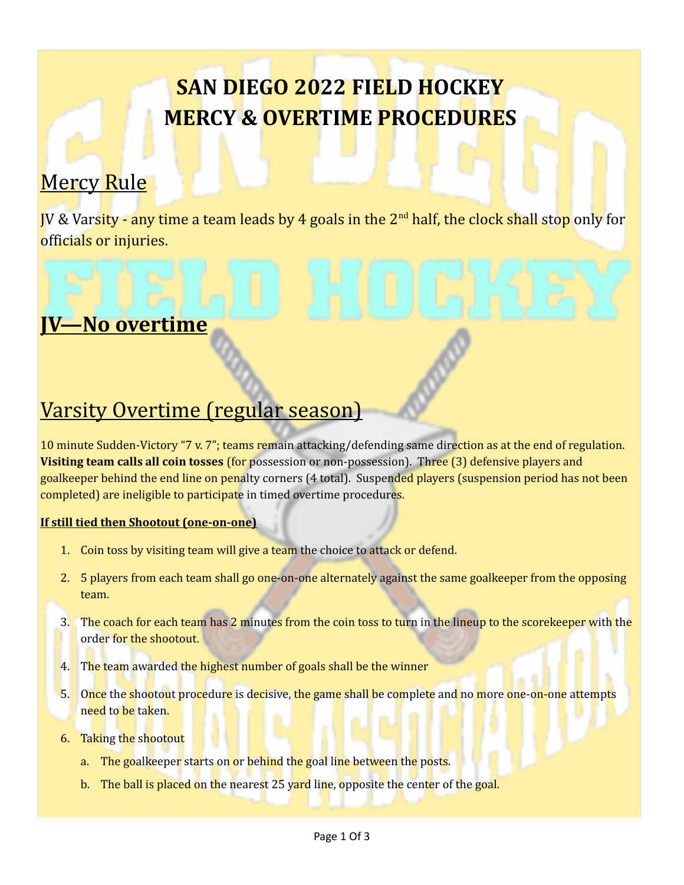# SAN DIEGO 2022 FIELD HOCKEY
# MERCY & OVERTIME PROCEDURES

## Mercy Rule

JV & Varsity - any time a team leads by 4 goals in the 2nd half, the clock shall stop only for officials or injuries.

## JV—No overtime

## Varsity Overtime (regular season)

10 minute Sudden-Victory "7 v. 7"; teams remain attacking/defending same direction as at the end of regulation. **Visiting team calls all coin tosses** (for possession or non-possession). Three (3) defensive players and goalkeeper behind the end line on penalty corners (4 total). Suspended players (suspension period has not been completed) are ineligible to participate in timed overtime procedures.

**If still tied then Shootout (one-on-one)**

1. Coin toss by visiting team will give a team the choice to attack or defend.
2. 5 players from each team shall go one-on-one alternately against the same goalkeeper from the opposing team.
3. The coach for each team has 2 minutes from the coin toss to turn in the lineup to the scorekeeper with the order for the shootout.
4. The team awarded the highest number of goals shall be the winner
5. Once the shootout procedure is decisive, the game shall be complete and no more one-on-one attempts need to be taken.
6. Taking the shootout
   a. The goalkeeper starts on or behind the goal line between the posts.
   b. The ball is placed on the nearest 25 yard line, opposite the center of the goal.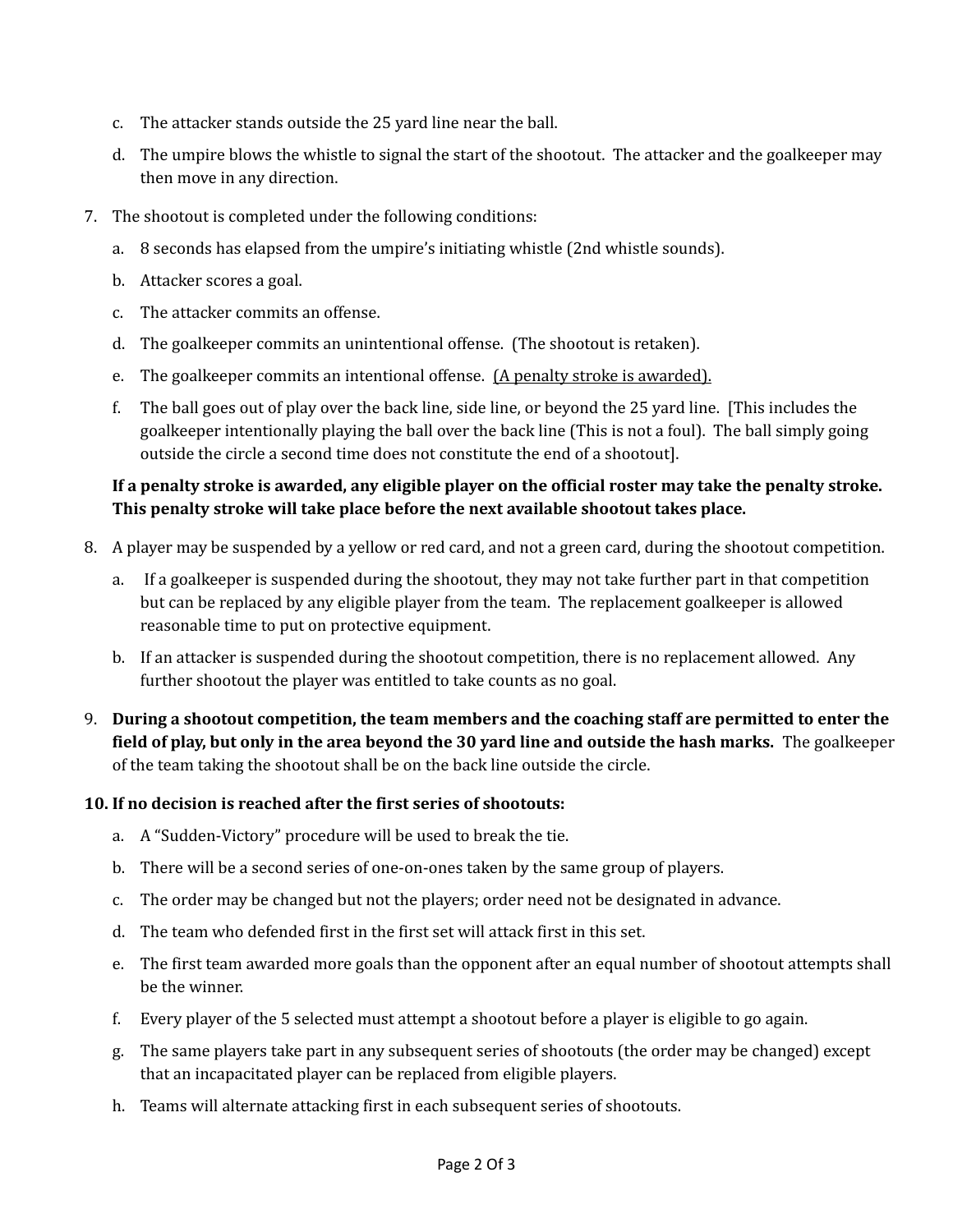c. The attacker stands outside the 25 yard line near the ball.

d. The umpire blows the whistle to signal the start of the shootout. The attacker and the goalkeeper may then move in any direction.

7. The shootout is completed under the following conditions:

   a. 8 seconds has elapsed from the umpire's initiating whistle (2nd whistle sounds).

   b. Attacker scores a goal.

   c. The attacker commits an offense.

   d. The goalkeeper commits an unintentional offense. (The shootout is retaken).

   e. The goalkeeper commits an intentional offense. <u>(A penalty stroke is awarded).</u>

   f. The ball goes out of play over the back line, side line, or beyond the 25 yard line. [This includes the goalkeeper intentionally playing the ball over the back line (This is not a foul). The ball simply going outside the circle a second time does not constitute the end of a shootout].

   **If a penalty stroke is awarded, any eligible player on the official roster may take the penalty stroke. This penalty stroke will take place before the next available shootout takes place.**

8. A player may be suspended by a yellow or red card, and not a green card, during the shootout competition.

   a. If a goalkeeper is suspended during the shootout, they may not take further part in that competition but can be replaced by any eligible player from the team. The replacement goalkeeper is allowed reasonable time to put on protective equipment.

   b. If an attacker is suspended during the shootout competition, there is no replacement allowed. Any further shootout the player was entitled to take counts as no goal.

9. **During a shootout competition, the team members and the coaching staff are permitted to enter the field of play, but only in the area beyond the 30 yard line and outside the hash marks.** The goalkeeper of the team taking the shootout shall be on the back line outside the circle.

10. **If no decision is reached after the first series of shootouts:**

    a. A "Sudden-Victory" procedure will be used to break the tie.

    b. There will be a second series of one-on-ones taken by the same group of players.

    c. The order may be changed but not the players; order need not be designated in advance.

    d. The team who defended first in the first set will attack first in this set.

    e. The first team awarded more goals than the opponent after an equal number of shootout attempts shall be the winner.

    f. Every player of the 5 selected must attempt a shootout before a player is eligible to go again.

    g. The same players take part in any subsequent series of shootouts (the order may be changed) except that an incapacitated player can be replaced from eligible players.

    h. Teams will alternate attacking first in each subsequent series of shootouts.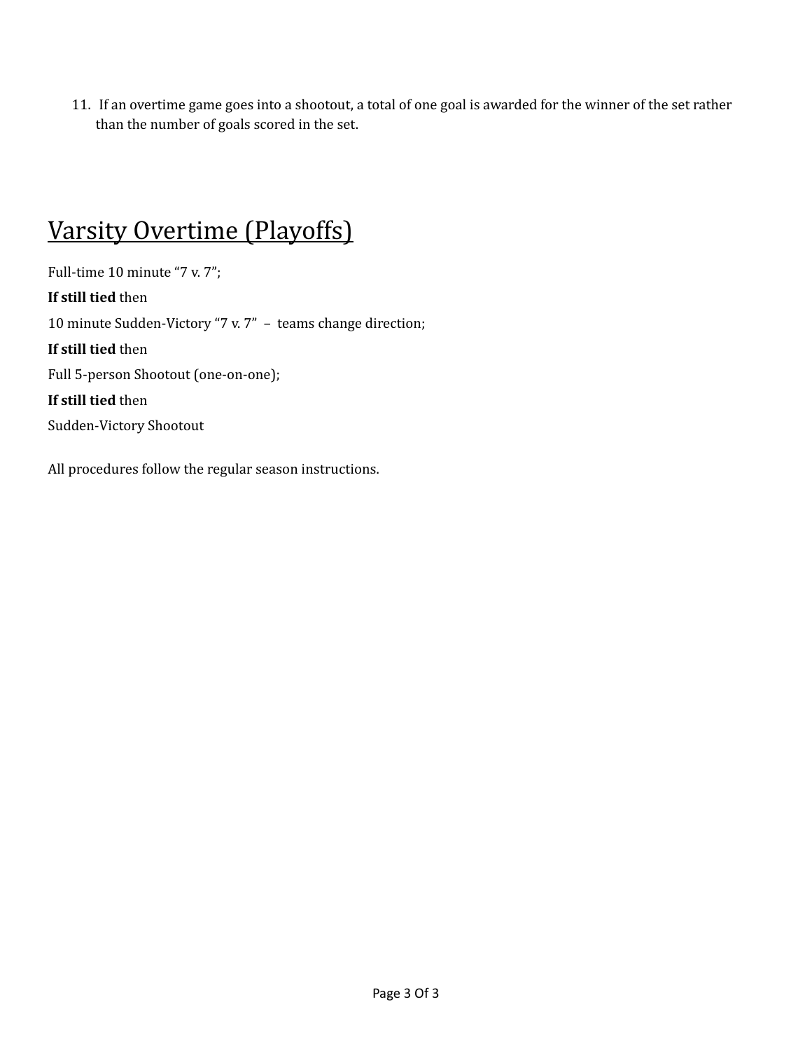11. If an overtime game goes into a shootout, a total of one goal is awarded for the winner of the set rather than the number of goals scored in the set.

## Varsity Overtime (Playoffs)

Full-time 10 minute "7 v. 7";

**If still tied** then

10 minute Sudden-Victory "7 v. 7" – teams change direction;

**If still tied** then

Full 5-person Shootout (one-on-one);

**If still tied** then

Sudden-Victory Shootout

All procedures follow the regular season instructions.